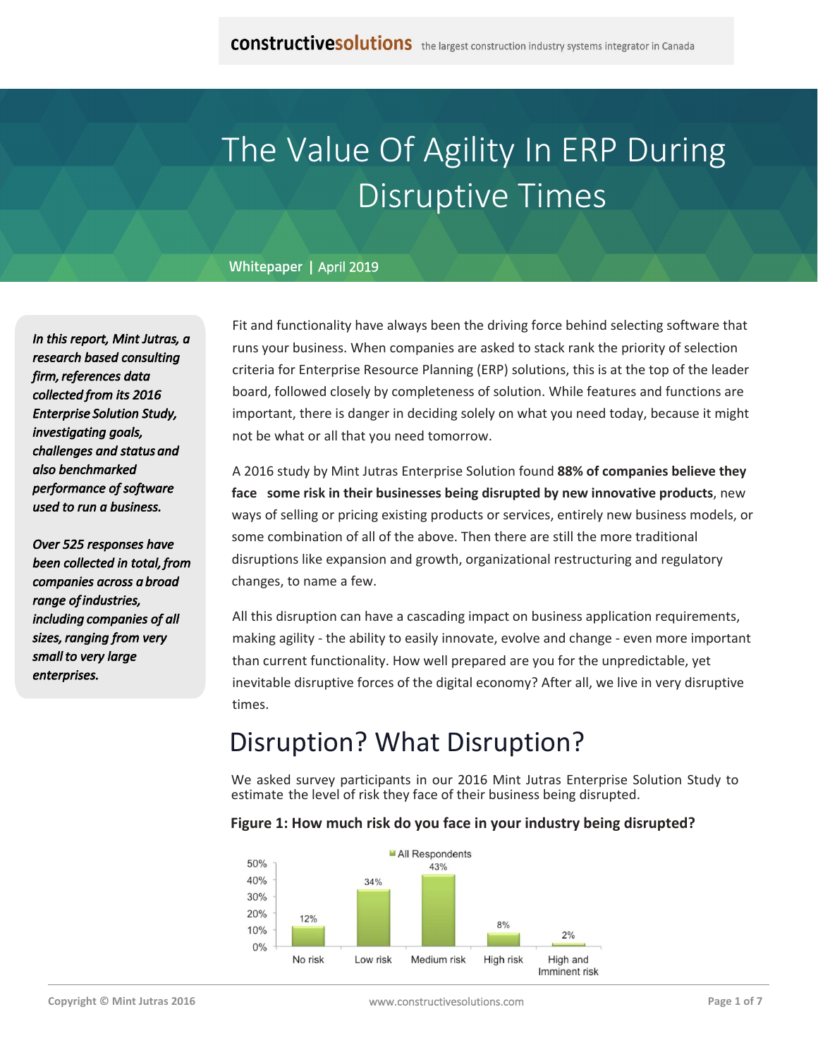# The Value Of Agility In ERP During Disruptive Times

Whitepaper | April 2019

*In this report, Mint Jutras, a research based consulting firm, references data collected from its 2016 Enterprise Solution Study, investigating goals, challenges and status and also benchmarked performance of software used to run a business.*

*Over 525 responses have been collected in total, from companies across a broad range of industries, including companies of all sizes, ranging from very small to very large enterprises.*

Fit and functionality have always been the driving force behind selecting software that runs your business. When companies are asked to stack rank the priority of selection criteria for Enterprise Resource Planning (ERP) solutions, this is at the top of the leader board, followed closely by completeness of solution. While features and functions are important, there is danger in deciding solely on what you need today, because it might not be what or all that you need tomorrow.

A 2016 study by Mint Jutras Enterprise Solution found **88% of companies believe they face some risk in their businesses being disrupted by new innovative products**, new ways of selling or pricing existing products or services, entirely new business models, or some combination of all of the above. Then there are still the more traditional disruptions like expansion and growth, organizational restructuring and regulatory changes, to name a few.

All this disruption can have a cascading impact on business application requirements, making agility - the ability to easily innovate, evolve and change - even more important than current functionality. How well prepared are you for the unpredictable, yet inevitable disruptive forces of the digital economy? After all, we live in very disruptive times.

## Disruption? What Disruption?

We asked survey participants in our 2016 Mint Jutras Enterprise Solution Study to estimate the level of risk they face of their business being disrupted.

**Figure 1: How much risk do you face in your industry being disrupted?**

| | All Respondents |
|---|---|
| No risk | 12% |
| Low risk | 34% |
| Medium risk | 43% |
| High risk | 8% |
| High and Imminent risk | 2% |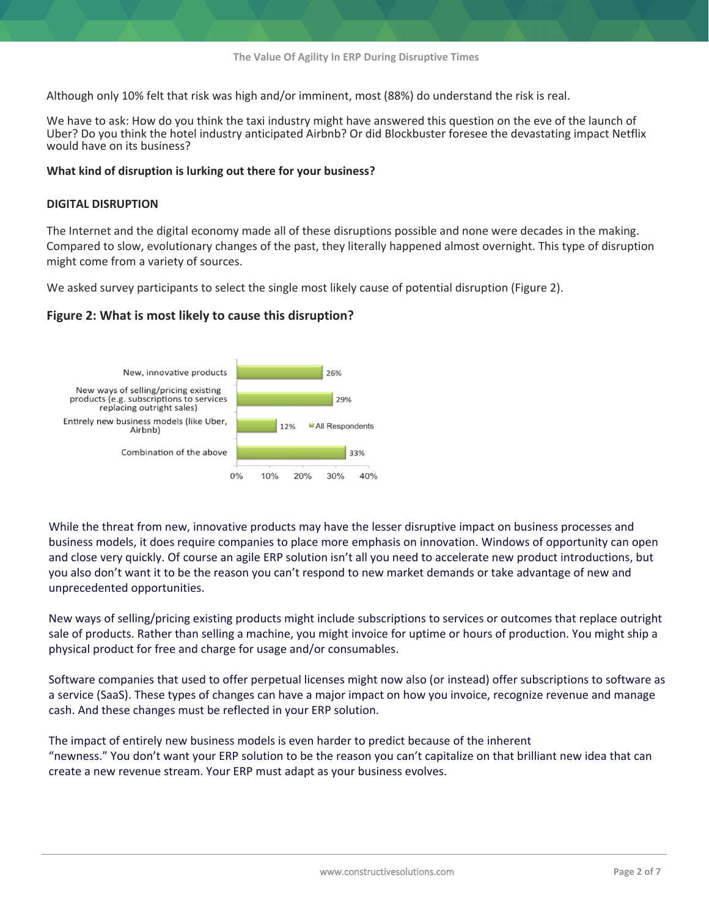Although only 10% felt that risk was high and/or imminent, most (88%) do understand the risk is real.

We have to ask: How do you think the taxi industry might have answered this question on the eve of the launch of Uber? Do you think the hotel industry anticipated Airbnb? Or did Blockbuster foresee the devastating impact Netflix would have on its business?

**What kind of disruption is lurking out there for your business?**

**DIGITAL DISRUPTION**

The Internet and the digital economy made all of these disruptions possible and none were decades in the making. Compared to slow, evolutionary changes of the past, they literally happened almost overnight. This type of disruption might come from a variety of sources.

We asked survey participants to select the single most likely cause of potential disruption (Figure 2).

### Figure 2: What is most likely to cause this disruption?

| | All Respondents |
| --- | --- |
| New, innovative products | 26% |
| New ways of selling/pricing existing products (e.g. subscriptions to services replacing outright sales) | 29% |
| Entirely new business models (like Uber, Airbnb) | 12% |
| Combination of the above | 33% |

While the threat from new, innovative products may have the lesser disruptive impact on business processes and business models, it does require companies to place more emphasis on innovation. Windows of opportunity can open and close very quickly. Of course an agile ERP solution isn't all you need to accelerate new product introductions, but you also don't want it to be the reason you can't respond to new market demands or take advantage of new and unprecedented opportunities.

New ways of selling/pricing existing products might include subscriptions to services or outcomes that replace outright sale of products. Rather than selling a machine, you might invoice for uptime or hours of production. You might ship a physical product for free and charge for usage and/or consumables.

Software companies that used to offer perpetual licenses might now also (or instead) offer subscriptions to software as a service (SaaS). These types of changes can have a major impact on how you invoice, recognize revenue and manage cash. And these changes must be reflected in your ERP solution.

The impact of entirely new business models is even harder to predict because of the inherent "newness." You don't want your ERP solution to be the reason you can't capitalize on that brilliant new idea that can create a new revenue stream. Your ERP must adapt as your business evolves.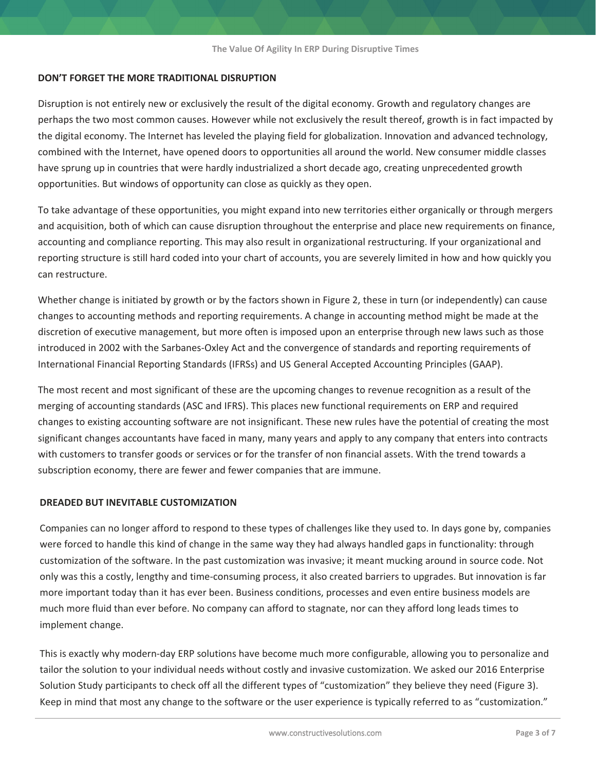## DON'T FORGET THE MORE TRADITIONAL DISRUPTION

Disruption is not entirely new or exclusively the result of the digital economy. Growth and regulatory changes are perhaps the two most common causes. However while not exclusively the result thereof, growth is in fact impacted by the digital economy. The Internet has leveled the playing field for globalization. Innovation and advanced technology, combined with the Internet, have opened doors to opportunities all around the world. New consumer middle classes have sprung up in countries that were hardly industrialized a short decade ago, creating unprecedented growth opportunities. But windows of opportunity can close as quickly as they open.

To take advantage of these opportunities, you might expand into new territories either organically or through mergers and acquisition, both of which can cause disruption throughout the enterprise and place new requirements on finance, accounting and compliance reporting. This may also result in organizational restructuring. If your organizational and reporting structure is still hard coded into your chart of accounts, you are severely limited in how and how quickly you can restructure.

Whether change is initiated by growth or by the factors shown in Figure 2, these in turn (or independently) can cause changes to accounting methods and reporting requirements. A change in accounting method might be made at the discretion of executive management, but more often is imposed upon an enterprise through new laws such as those introduced in 2002 with the Sarbanes-Oxley Act and the convergence of standards and reporting requirements of International Financial Reporting Standards (IFRSs) and US General Accepted Accounting Principles (GAAP).

The most recent and most significant of these are the upcoming changes to revenue recognition as a result of the merging of accounting standards (ASC and IFRS). This places new functional requirements on ERP and required changes to existing accounting software are not insignificant. These new rules have the potential of creating the most significant changes accountants have faced in many, many years and apply to any company that enters into contracts with customers to transfer goods or services or for the transfer of non financial assets. With the trend towards a subscription economy, there are fewer and fewer companies that are immune.

## DREADED BUT INEVITABLE CUSTOMIZATION

Companies can no longer afford to respond to these types of challenges like they used to. In days gone by, companies were forced to handle this kind of change in the same way they had always handled gaps in functionality: through customization of the software. In the past customization was invasive; it meant mucking around in source code. Not only was this a costly, lengthy and time-consuming process, it also created barriers to upgrades. But innovation is far more important today than it has ever been. Business conditions, processes and even entire business models are much more fluid than ever before. No company can afford to stagnate, nor can they afford long leads times to implement change.

This is exactly why modern-day ERP solutions have become much more configurable, allowing you to personalize and tailor the solution to your individual needs without costly and invasive customization. We asked our 2016 Enterprise Solution Study participants to check off all the different types of "customization" they believe they need (Figure 3). Keep in mind that most any change to the software or the user experience is typically referred to as "customization."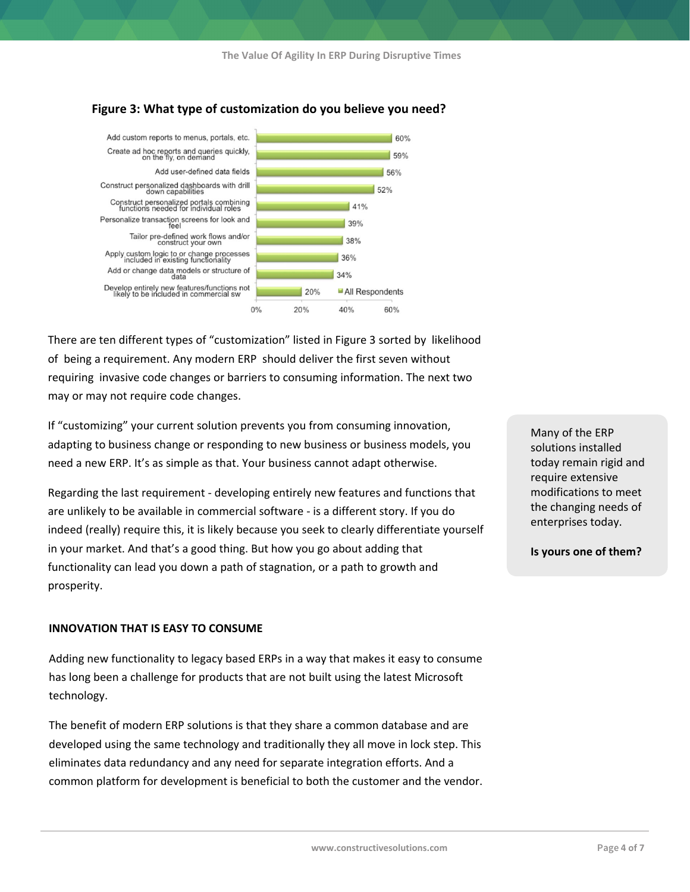**Figure 3: What type of customization do you believe you need?**

| Customization type | All Respondents |
|---|---|
| Add custom reports to menus, portals, etc. | 60% |
| Create ad hoc reports and queries quickly, on the fly, on demand | 59% |
| Add user-defined data fields | 56% |
| Construct personalized dashboards with drill down capabilities | 52% |
| Construct personalized portals combining functions needed for individual roles | 41% |
| Personalize transaction screens for look and feel | 39% |
| Tailor pre-defined work flows and/or construct your own | 38% |
| Apply custom logic to or change processes included in existing functionality | 36% |
| Add or change data models or structure of data | 34% |
| Develop entirely new features/functions not likely to be included in commercial sw | 20% |

There are ten different types of "customization" listed in Figure 3 sorted by likelihood of being a requirement. Any modern ERP should deliver the first seven without requiring invasive code changes or barriers to consuming information. The next two may or may not require code changes.

If "customizing" your current solution prevents you from consuming innovation, adapting to business change or responding to new business or business models, you need a new ERP. It's as simple as that. Your business cannot adapt otherwise.

> Many of the ERP solutions installed today remain rigid and require extensive modifications to meet the changing needs of enterprises today.
>
> **Is yours one of them?**

Regarding the last requirement - developing entirely new features and functions that are unlikely to be available in commercial software - is a different story. If you do indeed (really) require this, it is likely because you seek to clearly differentiate yourself in your market. And that's a good thing. But how you go about adding that functionality can lead you down a path of stagnation, or a path to growth and prosperity.

## INNOVATION THAT IS EASY TO CONSUME

Adding new functionality to legacy based ERPs in a way that makes it easy to consume has long been a challenge for products that are not built using the latest Microsoft technology.

The benefit of modern ERP solutions is that they share a common database and are developed using the same technology and traditionally they all move in lock step. This eliminates data redundancy and any need for separate integration efforts. And a common platform for development is beneficial to both the customer and the vendor.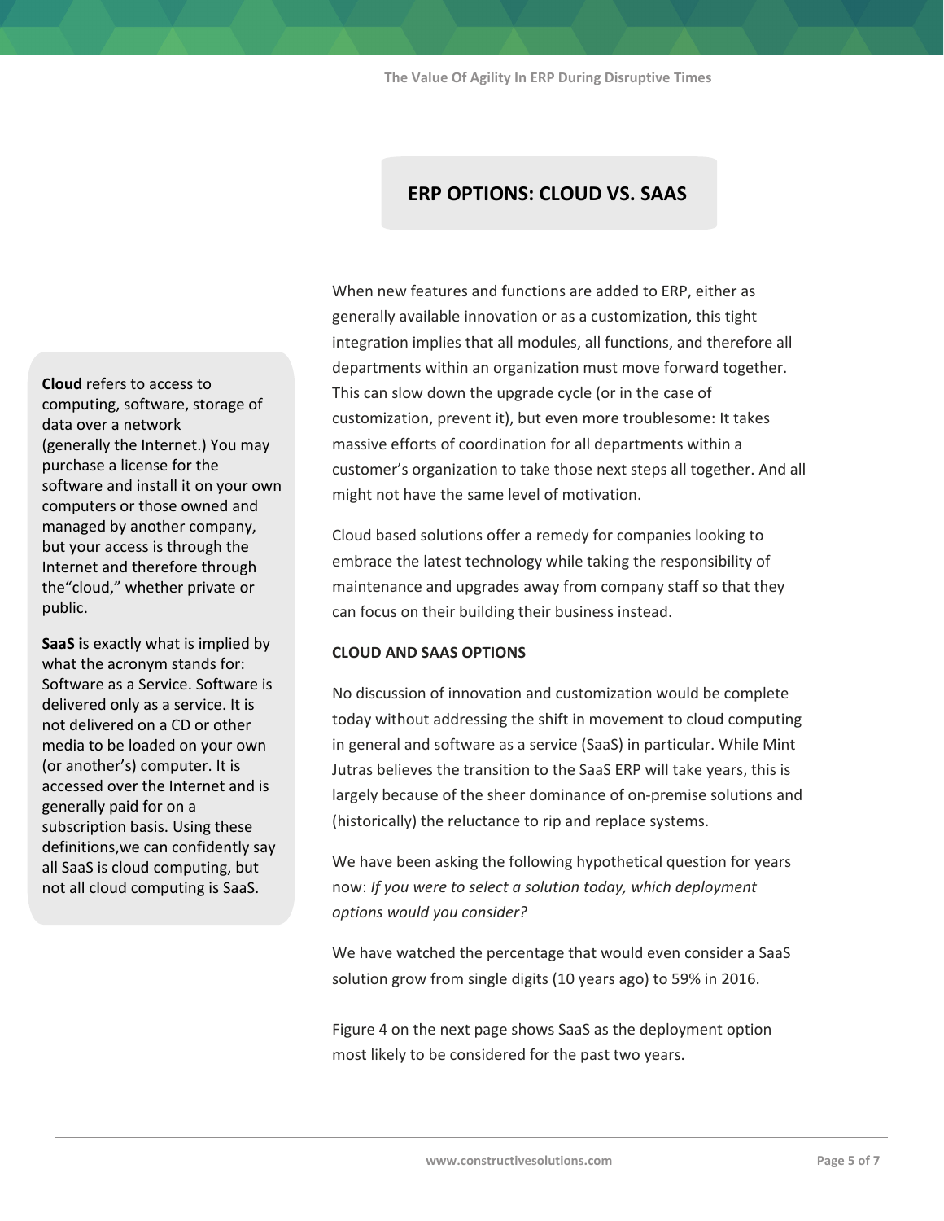## ERP OPTIONS: CLOUD VS. SAAS

When new features and functions are added to ERP, either as generally available innovation or as a customization, this tight integration implies that all modules, all functions, and therefore all departments within an organization must move forward together. This can slow down the upgrade cycle (or in the case of customization, prevent it), but even more troublesome: It takes massive efforts of coordination for all departments within a customer's organization to take those next steps all together. And all might not have the same level of motivation.

Cloud based solutions offer a remedy for companies looking to embrace the latest technology while taking the responsibility of maintenance and upgrades away from company staff so that they can focus on their building their business instead.

**Cloud** refers to access to computing, software, storage of data over a network (generally the Internet.) You may purchase a license for the software and install it on your own computers or those owned and managed by another company, but your access is through the Internet and therefore through the"cloud," whether private or public.

**SaaS i**s exactly what is implied by what the acronym stands for: Software as a Service. Software is delivered only as a service. It is not delivered on a CD or other media to be loaded on your own (or another's) computer. It is accessed over the Internet and is generally paid for on a subscription basis. Using these definitions,we can confidently say all SaaS is cloud computing, but not all cloud computing is SaaS.

### CLOUD AND SAAS OPTIONS

No discussion of innovation and customization would be complete today without addressing the shift in movement to cloud computing in general and software as a service (SaaS) in particular. While Mint Jutras believes the transition to the SaaS ERP will take years, this is largely because of the sheer dominance of on-premise solutions and (historically) the reluctance to rip and replace systems.

We have been asking the following hypothetical question for years now: *If you were to select a solution today, which deployment options would you consider?*

We have watched the percentage that would even consider a SaaS solution grow from single digits (10 years ago) to 59% in 2016.

Figure 4 on the next page shows SaaS as the deployment option most likely to be considered for the past two years.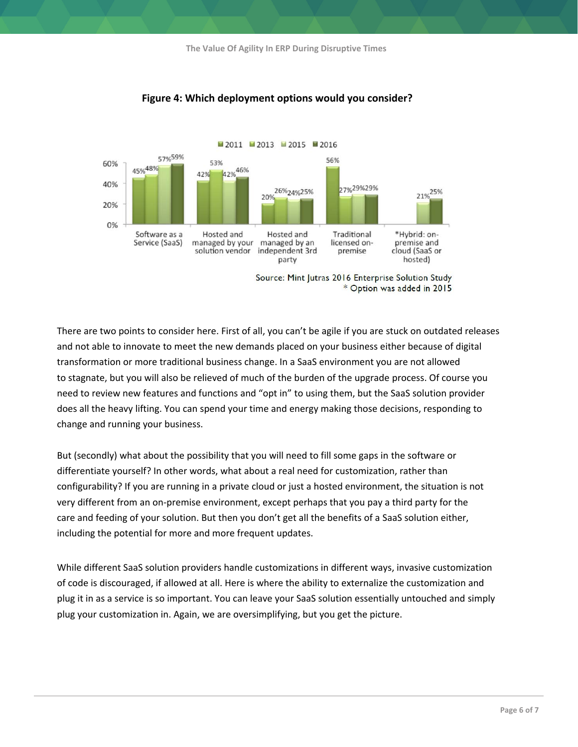**Figure 4: Which deployment options would you consider?**

| | 2011 | 2013 | 2015 | 2016 |
|---|---|---|---|---|
| Software as a Service (SaaS) | 45% | 48% | 57% | 59% |
| Hosted and managed by your solution vendor | 42% | 53% | 42% | 46% |
| Hosted and managed by an independent 3rd party | 20% | 26% | 24% | 25% |
| Traditional licensed on-premise | 56% | 27% | 29% | 29% |
| *Hybrid: on-premise and cloud (SaaS or hosted) | | | 21% | 25% |

Source: Mint Jutras 2016 Enterprise Solution Study
* Option was added in 2015

There are two points to consider here. First of all, you can't be agile if you are stuck on outdated releases and not able to innovate to meet the new demands placed on your business either because of digital transformation or more traditional business change. In a SaaS environment you are not allowed to stagnate, but you will also be relieved of much of the burden of the upgrade process. Of course you need to review new features and functions and "opt in" to using them, but the SaaS solution provider does all the heavy lifting. You can spend your time and energy making those decisions, responding to change and running your business.

But (secondly) what about the possibility that you will need to fill some gaps in the software or differentiate yourself? In other words, what about a real need for customization, rather than configurability? If you are running in a private cloud or just a hosted environment, the situation is not very different from an on-premise environment, except perhaps that you pay a third party for the care and feeding of your solution. But then you don't get all the benefits of a SaaS solution either, including the potential for more and more frequent updates.

While different SaaS solution providers handle customizations in different ways, invasive customization of code is discouraged, if allowed at all. Here is where the ability to externalize the customization and plug it in as a service is so important. You can leave your SaaS solution essentially untouched and simply plug your customization in. Again, we are oversimplifying, but you get the picture.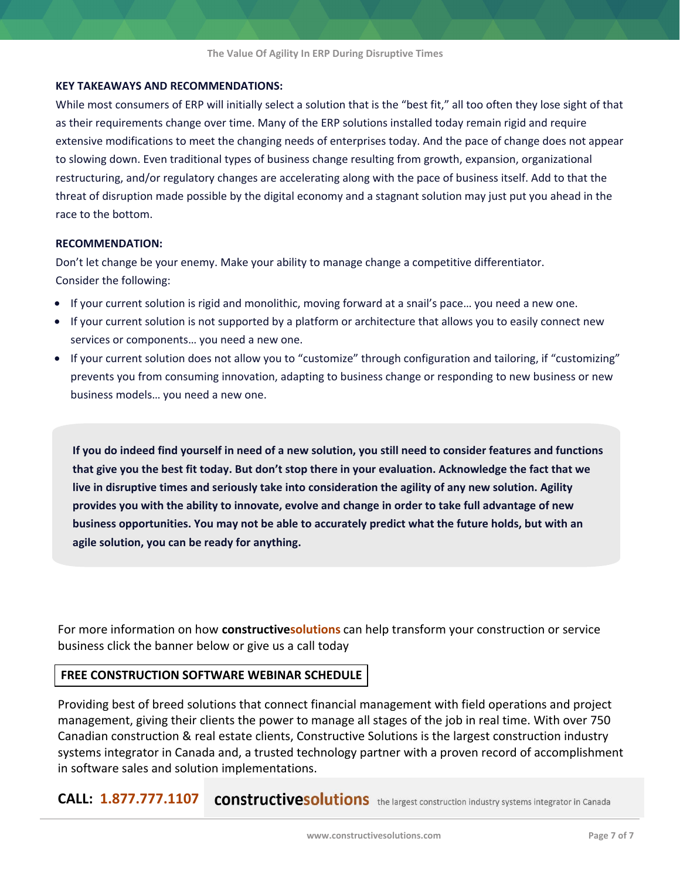**KEY TAKEAWAYS AND RECOMMENDATIONS:**

While most consumers of ERP will initially select a solution that is the "best fit," all too often they lose sight of that as their requirements change over time. Many of the ERP solutions installed today remain rigid and require extensive modifications to meet the changing needs of enterprises today. And the pace of change does not appear to slowing down. Even traditional types of business change resulting from growth, expansion, organizational restructuring, and/or regulatory changes are accelerating along with the pace of business itself. Add to that the threat of disruption made possible by the digital economy and a stagnant solution may just put you ahead in the race to the bottom.

**RECOMMENDATION:**

Don't let change be your enemy. Make your ability to manage change a competitive differentiator.
Consider the following:

- If your current solution is rigid and monolithic, moving forward at a snail's pace… you need a new one.
- If your current solution is not supported by a platform or architecture that allows you to easily connect new services or components… you need a new one.
- If your current solution does not allow you to "customize" through configuration and tailoring, if "customizing" prevents you from consuming innovation, adapting to business change or responding to new business or new business models… you need a new one.

**If you do indeed find yourself in need of a new solution, you still need to consider features and functions that give you the best fit today. But don't stop there in your evaluation. Acknowledge the fact that we live in disruptive times and seriously take into consideration the agility of any new solution. Agility provides you with the ability to innovate, evolve and change in order to take full advantage of new business opportunities. You may not be able to accurately predict what the future holds, but with an agile solution, you can be ready for anything.**

For more information on how **constructivesolutions** can help transform your construction or service business click the banner below or give us a call today

**FREE CONSTRUCTION SOFTWARE WEBINAR SCHEDULE**

Providing best of breed solutions that connect financial management with field operations and project management, giving their clients the power to manage all stages of the job in real time. With over 750 Canadian construction & real estate clients, Constructive Solutions is the largest construction industry systems integrator in Canada and, a trusted technology partner with a proven record of accomplishment in software sales and solution implementations.

**CALL: 1.877.777.1107** **constructivesolutions** the largest construction industry systems integrator in Canada

www.constructivesolutions.com